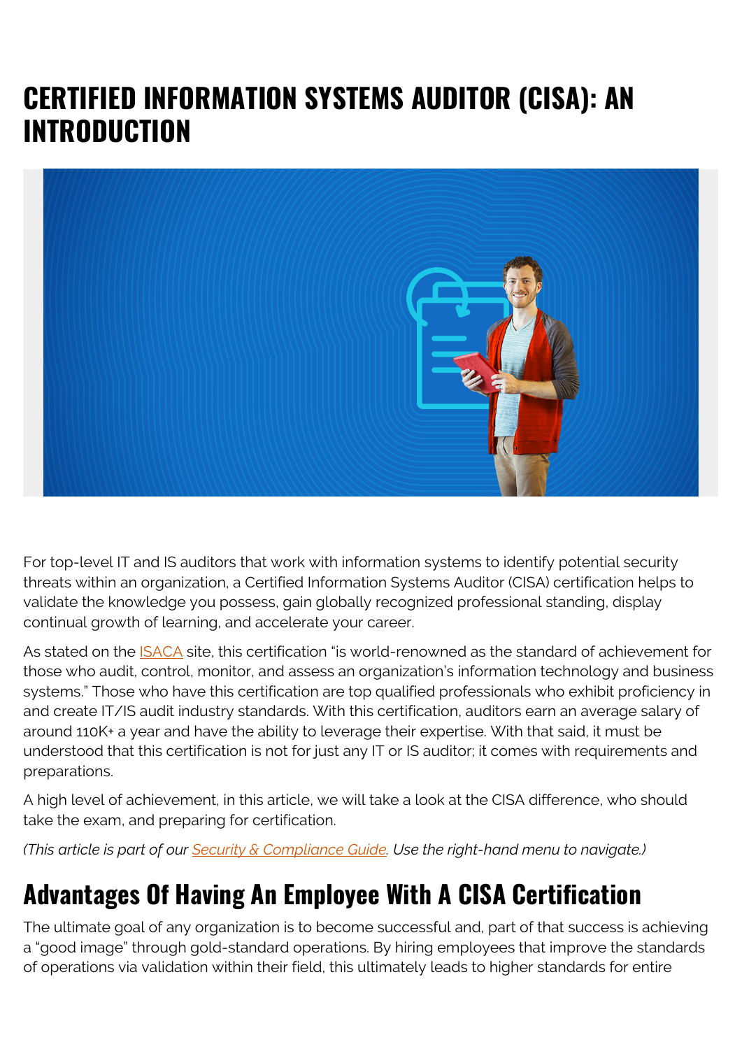# CERTIFIED INFORMATION SYSTEMS AUDITOR (CISA): AN INTRODUCTION

For top-level IT and IS auditors that work with information systems to identify potential security threats within an organization, a Certified Information Systems Auditor (CISA) certification helps to validate the knowledge you possess, gain globally recognized professional standing, display continual growth of learning, and accelerate your career.

As stated on the ISACA site, this certification "is world-renowned as the standard of achievement for those who audit, control, monitor, and assess an organization's information technology and business systems." Those who have this certification are top qualified professionals who exhibit proficiency in and create IT/IS audit industry standards. With this certification, auditors earn an average salary of around 110K+ a year and have the ability to leverage their expertise. With that said, it must be understood that this certification is not for just any IT or IS auditor; it comes with requirements and preparations.

A high level of achievement, in this article, we will take a look at the CISA difference, who should take the exam, and preparing for certification.

*(This article is part of our Security & Compliance Guide. Use the right-hand menu to navigate.)*

## Advantages Of Having An Employee With A CISA Certification

The ultimate goal of any organization is to become successful and, part of that success is achieving a "good image" through gold-standard operations. By hiring employees that improve the standards of operations via validation within their field, this ultimately leads to higher standards for entire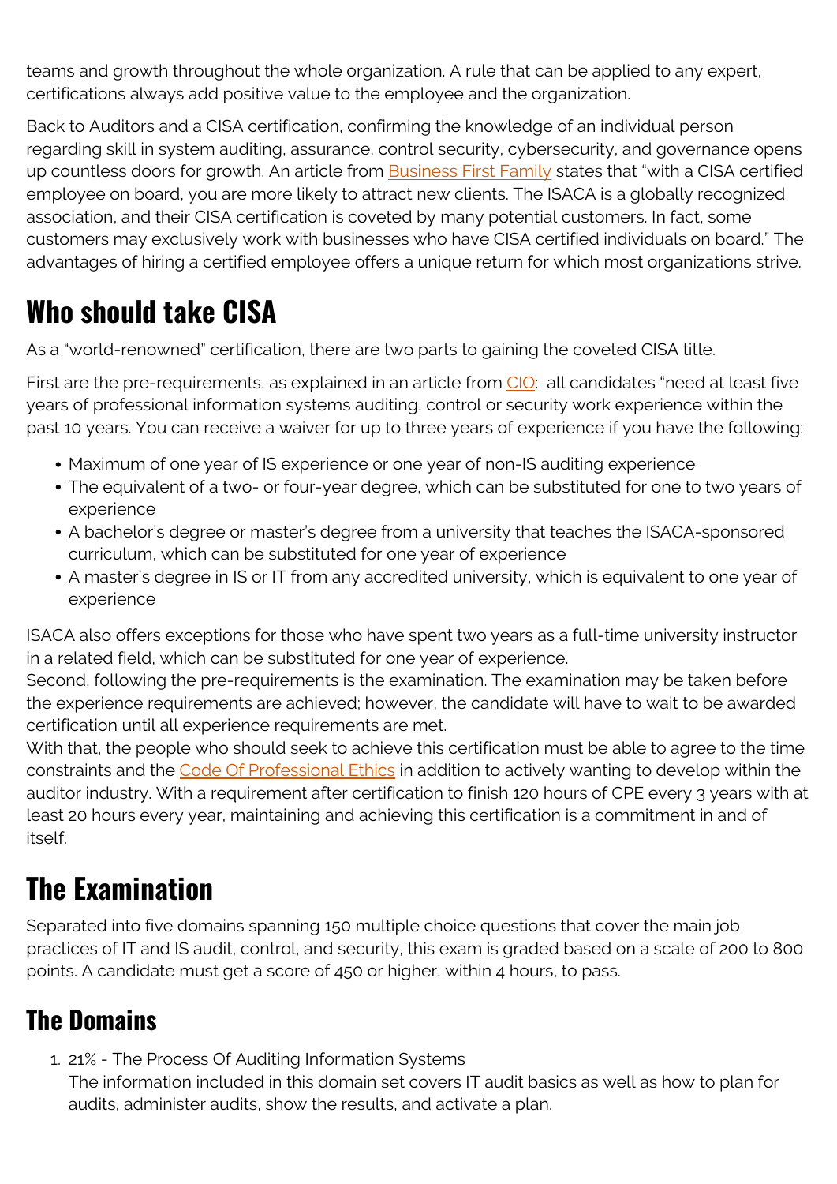teams and growth throughout the whole organization. A rule that can be applied to any expert, certifications always add positive value to the employee and the organization.

Back to Auditors and a CISA certification, confirming the knowledge of an individual person regarding skill in system auditing, assurance, control security, cybersecurity, and governance opens up countless doors for growth. An article from Business First Family states that "with a CISA certified employee on board, you are more likely to attract new clients. The ISACA is a globally recognized association, and their CISA certification is coveted by many potential customers. In fact, some customers may exclusively work with businesses who have CISA certified individuals on board." The advantages of hiring a certified employee offers a unique return for which most organizations strive.

## Who should take CISA

As a "world-renowned" certification, there are two parts to gaining the coveted CISA title.

First are the pre-requirements, as explained in an article from CIO: all candidates "need at least five years of professional information systems auditing, control or security work experience within the past 10 years. You can receive a waiver for up to three years of experience if you have the following:

- Maximum of one year of IS experience or one year of non-IS auditing experience
- The equivalent of a two- or four-year degree, which can be substituted for one to two years of experience
- A bachelor's degree or master's degree from a university that teaches the ISACA-sponsored curriculum, which can be substituted for one year of experience
- A master's degree in IS or IT from any accredited university, which is equivalent to one year of experience

ISACA also offers exceptions for those who have spent two years as a full-time university instructor in a related field, which can be substituted for one year of experience.
Second, following the pre-requirements is the examination. The examination may be taken before the experience requirements are achieved; however, the candidate will have to wait to be awarded certification until all experience requirements are met.
With that, the people who should seek to achieve this certification must be able to agree to the time constraints and the Code Of Professional Ethics in addition to actively wanting to develop within the auditor industry. With a requirement after certification to finish 120 hours of CPE every 3 years with at least 20 hours every year, maintaining and achieving this certification is a commitment in and of itself.

## The Examination

Separated into five domains spanning 150 multiple choice questions that cover the main job practices of IT and IS audit, control, and security, this exam is graded based on a scale of 200 to 800 points. A candidate must get a score of 450 or higher, within 4 hours, to pass.

### The Domains

1. 21% - The Process Of Auditing Information Systems
   The information included in this domain set covers IT audit basics as well as how to plan for audits, administer audits, show the results, and activate a plan.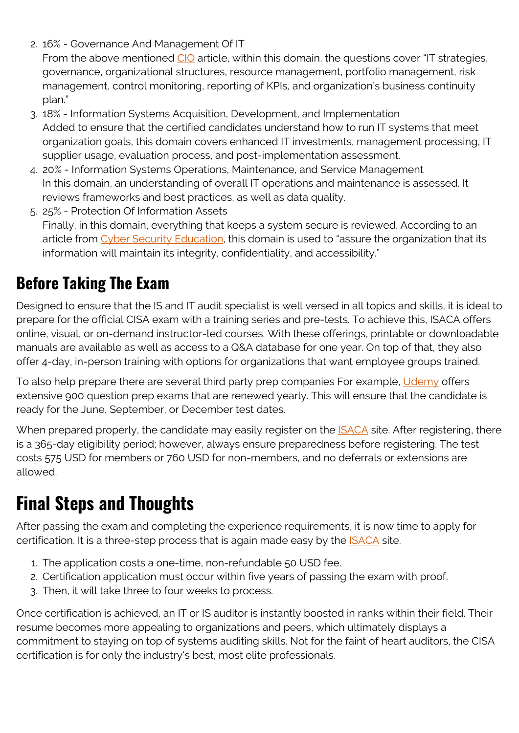2. 16% - Governance And Management Of IT
   From the above mentioned CIO article, within this domain, the questions cover "IT strategies, governance, organizational structures, resource management, portfolio management, risk management, control monitoring, reporting of KPIs, and organization's business continuity plan."
3. 18% - Information Systems Acquisition, Development, and Implementation
   Added to ensure that the certified candidates understand how to run IT systems that meet organization goals, this domain covers enhanced IT investments, management processing, IT supplier usage, evaluation process, and post-implementation assessment.
4. 20% - Information Systems Operations, Maintenance, and Service Management
   In this domain, an understanding of overall IT operations and maintenance is assessed. It reviews frameworks and best practices, as well as data quality.
5. 25% - Protection Of Information Assets
   Finally, in this domain, everything that keeps a system secure is reviewed. According to an article from Cyber Security Education, this domain is used to "assure the organization that its information will maintain its integrity, confidentiality, and accessibility."

## Before Taking The Exam

Designed to ensure that the IS and IT audit specialist is well versed in all topics and skills, it is ideal to prepare for the official CISA exam with a training series and pre-tests. To achieve this, ISACA offers online, visual, or on-demand instructor-led courses. With these offerings, printable or downloadable manuals are available as well as access to a Q&A database for one year. On top of that, they also offer 4-day, in-person training with options for organizations that want employee groups trained.

To also help prepare there are several third party prep companies For example, Udemy offers extensive 900 question prep exams that are renewed yearly. This will ensure that the candidate is ready for the June, September, or December test dates.

When prepared properly, the candidate may easily register on the ISACA site. After registering, there is a 365-day eligibility period; however, always ensure preparedness before registering. The test costs 575 USD for members or 760 USD for non-members, and no deferrals or extensions are allowed.

## Final Steps and Thoughts

After passing the exam and completing the experience requirements, it is now time to apply for certification. It is a three-step process that is again made easy by the ISACA site.

1. The application costs a one-time, non-refundable 50 USD fee.
2. Certification application must occur within five years of passing the exam with proof.
3. Then, it will take three to four weeks to process.

Once certification is achieved, an IT or IS auditor is instantly boosted in ranks within their field. Their resume becomes more appealing to organizations and peers, which ultimately displays a commitment to staying on top of systems auditing skills. Not for the faint of heart auditors, the CISA certification is for only the industry's best, most elite professionals.